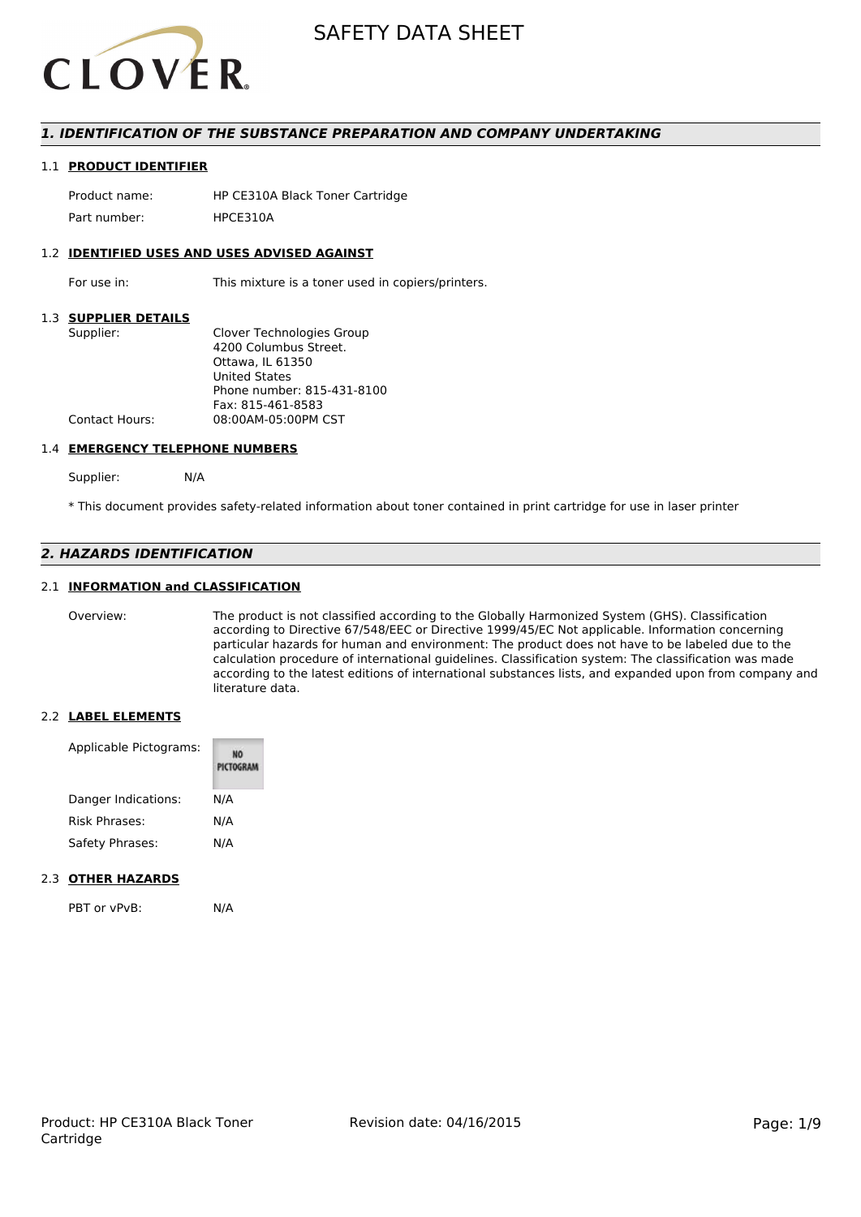# SAFETY DATA SHEET

## *1. IDENTIFICATION OF THE SUBSTANCE PREPARATION AND COMPANY UNDERTAKING*

### 1.1 PRODUCT IDENTIFIER

| | |
|---|---|
| Product name: | HP CE310A Black Toner Cartridge |
| Part number: | HPCE310A |

### 1.2 IDENTIFIED USES AND USES ADVISED AGAINST

| | |
|---|---|
| For use in: | This mixture is a toner used in copiers/printers. |

### 1.3 SUPPLIER DETAILS

| | |
|---|---|
| Supplier: | Clover Technologies Group<br>4200 Columbus Street.<br>Ottawa, IL 61350<br>United States<br>Phone number: 815-431-8100<br>Fax: 815-461-8583 |
| Contact Hours: | 08:00AM-05:00PM CST |

### 1.4 EMERGENCY TELEPHONE NUMBERS

Supplier: N/A

\* This document provides safety-related information about toner contained in print cartridge for use in laser printer

## *2. HAZARDS IDENTIFICATION*

### 2.1 INFORMATION and CLASSIFICATION

| | |
|---|---|
| Overview: | The product is not classified according to the Globally Harmonized System (GHS). Classification according to Directive 67/548/EEC or Directive 1999/45/EC Not applicable. Information concerning particular hazards for human and environment: The product does not have to be labeled due to the calculation procedure of international guidelines. Classification system: The classification was made according to the latest editions of international substances lists, and expanded upon from company and literature data. |

### 2.2 LABEL ELEMENTS

| | |
|---|---|
| Applicable Pictograms: | NO PICTOGRAM |
| Danger Indications: | N/A |
| Risk Phrases: | N/A |
| Safety Phrases: | N/A |

### 2.3 OTHER HAZARDS

| | |
|---|---|
| PBT or vPvB: | N/A |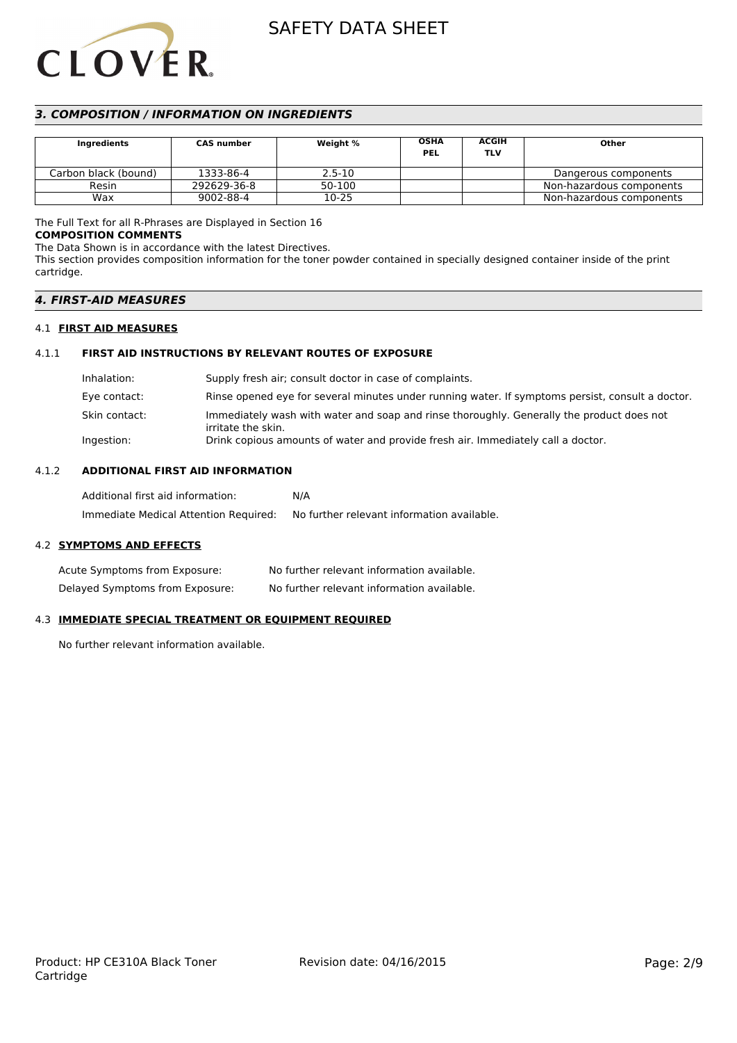## *3. COMPOSITION / INFORMATION ON INGREDIENTS*

| Ingredients | CAS number | Weight % | OSHA PEL | ACGIH TLV | Other |
|---|---|---|---|---|---|
| Carbon black (bound) | 1333-86-4 | 2.5-10 | | | Dangerous components |
| Resin | 292629-36-8 | 50-100 | | | Non-hazardous components |
| Wax | 9002-88-4 | 10-25 | | | Non-hazardous components |

The Full Text for all R-Phrases are Displayed in Section 16

**COMPOSITION COMMENTS**

The Data Shown is in accordance with the latest Directives.

This section provides composition information for the toner powder contained in specially designed container inside of the print cartridge.

## *4. FIRST-AID MEASURES*

### 4.1 FIRST AID MEASURES

#### 4.1.1 FIRST AID INSTRUCTIONS BY RELEVANT ROUTES OF EXPOSURE

Inhalation: Supply fresh air; consult doctor in case of complaints.

Eye contact: Rinse opened eye for several minutes under running water. If symptoms persist, consult a doctor.

Skin contact: Immediately wash with water and soap and rinse thoroughly. Generally the product does not irritate the skin.

Ingestion: Drink copious amounts of water and provide fresh air. Immediately call a doctor.

#### 4.1.2 ADDITIONAL FIRST AID INFORMATION

Additional first aid information: N/A

Immediate Medical Attention Required: No further relevant information available.

### 4.2 SYMPTOMS AND EFFECTS

Acute Symptoms from Exposure: No further relevant information available.

Delayed Symptoms from Exposure: No further relevant information available.

### 4.3 IMMEDIATE SPECIAL TREATMENT OR EQUIPMENT REQUIRED

No further relevant information available.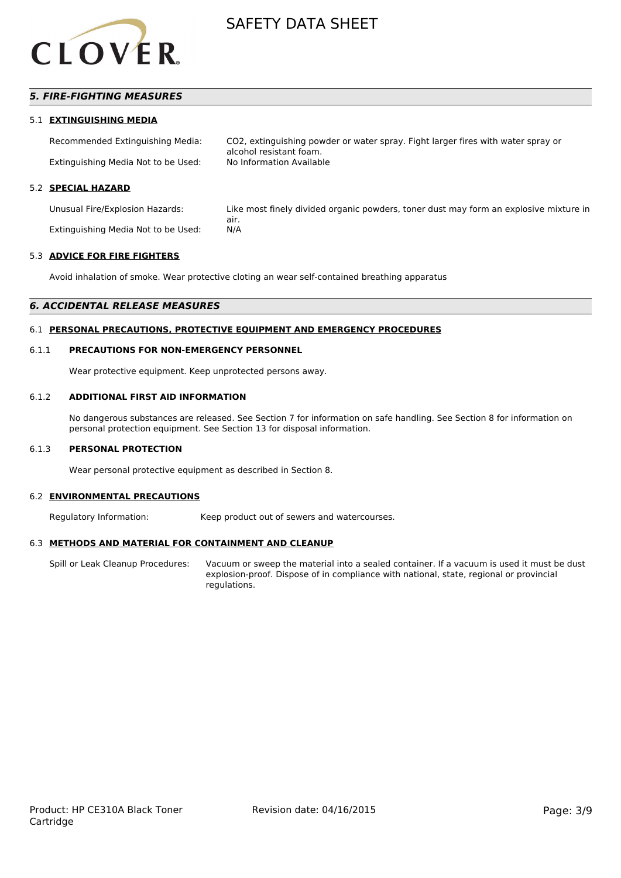## *5. FIRE-FIGHTING MEASURES*

### 5.1 EXTINGUISHING MEDIA

Recommended Extinguishing Media: $CO_2$, extinguishing powder or water spray. Fight larger fires with water spray or alcohol resistant foam.

Extinguishing Media Not to be Used: No Information Available

### 5.2 SPECIAL HAZARD

Unusual Fire/Explosion Hazards: Like most finely divided organic powders, toner dust may form an explosive mixture in air.

Extinguishing Media Not to be Used: N/A

### 5.3 ADVICE FOR FIRE FIGHTERS

Avoid inhalation of smoke. Wear protective cloting an wear self-contained breathing apparatus

## *6. ACCIDENTAL RELEASE MEASURES*

### 6.1 PERSONAL PRECAUTIONS, PROTECTIVE EQUIPMENT AND EMERGENCY PROCEDURES

#### 6.1.1 PRECAUTIONS FOR NON-EMERGENCY PERSONNEL

Wear protective equipment. Keep unprotected persons away.

#### 6.1.2 ADDITIONAL FIRST AID INFORMATION

No dangerous substances are released. See Section 7 for information on safe handling. See Section 8 for information on personal protection equipment. See Section 13 for disposal information.

#### 6.1.3 PERSONAL PROTECTION

Wear personal protective equipment as described in Section 8.

### 6.2 ENVIRONMENTAL PRECAUTIONS

Regulatory Information: Keep product out of sewers and watercourses.

### 6.3 METHODS AND MATERIAL FOR CONTAINMENT AND CLEANUP

Spill or Leak Cleanup Procedures: Vacuum or sweep the material into a sealed container. If a vacuum is used it must be dust explosion-proof. Dispose of in compliance with national, state, regional or provincial regulations.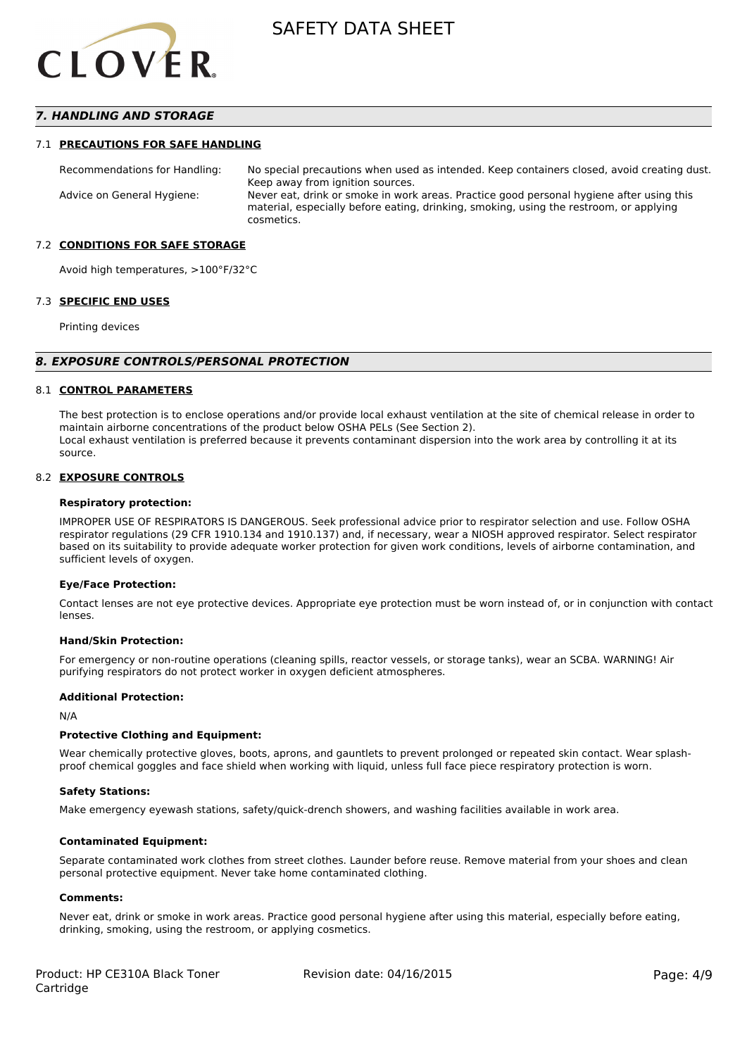## 7. HANDLING AND STORAGE

### 7.1 PRECAUTIONS FOR SAFE HANDLING

| | |
|---|---|
| Recommendations for Handling: | No special precautions when used as intended. Keep containers closed, avoid creating dust. Keep away from ignition sources. |
| Advice on General Hygiene: | Never eat, drink or smoke in work areas. Practice good personal hygiene after using this material, especially before eating, drinking, smoking, using the restroom, or applying cosmetics. |

### 7.2 CONDITIONS FOR SAFE STORAGE

Avoid high temperatures, >100°F/32°C

### 7.3 SPECIFIC END USES

Printing devices

## 8. EXPOSURE CONTROLS/PERSONAL PROTECTION

### 8.1 CONTROL PARAMETERS

The best protection is to enclose operations and/or provide local exhaust ventilation at the site of chemical release in order to maintain airborne concentrations of the product below OSHA PELs (See Section 2).
Local exhaust ventilation is preferred because it prevents contaminant dispersion into the work area by controlling it at its source.

### 8.2 EXPOSURE CONTROLS

**Respiratory protection:**

IMPROPER USE OF RESPIRATORS IS DANGEROUS. Seek professional advice prior to respirator selection and use. Follow OSHA respirator regulations (29 CFR 1910.134 and 1910.137) and, if necessary, wear a NIOSH approved respirator. Select respirator based on its suitability to provide adequate worker protection for given work conditions, levels of airborne contamination, and sufficient levels of oxygen.

**Eye/Face Protection:**

Contact lenses are not eye protective devices. Appropriate eye protection must be worn instead of, or in conjunction with contact lenses.

**Hand/Skin Protection:**

For emergency or non-routine operations (cleaning spills, reactor vessels, or storage tanks), wear an SCBA. WARNING! Air purifying respirators do not protect worker in oxygen deficient atmospheres.

**Additional Protection:**

N/A

**Protective Clothing and Equipment:**

Wear chemically protective gloves, boots, aprons, and gauntlets to prevent prolonged or repeated skin contact. Wear splash-proof chemical goggles and face shield when working with liquid, unless full face piece respiratory protection is worn.

**Safety Stations:**

Make emergency eyewash stations, safety/quick-drench showers, and washing facilities available in work area.

**Contaminated Equipment:**

Separate contaminated work clothes from street clothes. Launder before reuse. Remove material from your shoes and clean personal protective equipment. Never take home contaminated clothing.

**Comments:**

Never eat, drink or smoke in work areas. Practice good personal hygiene after using this material, especially before eating, drinking, smoking, using the restroom, or applying cosmetics.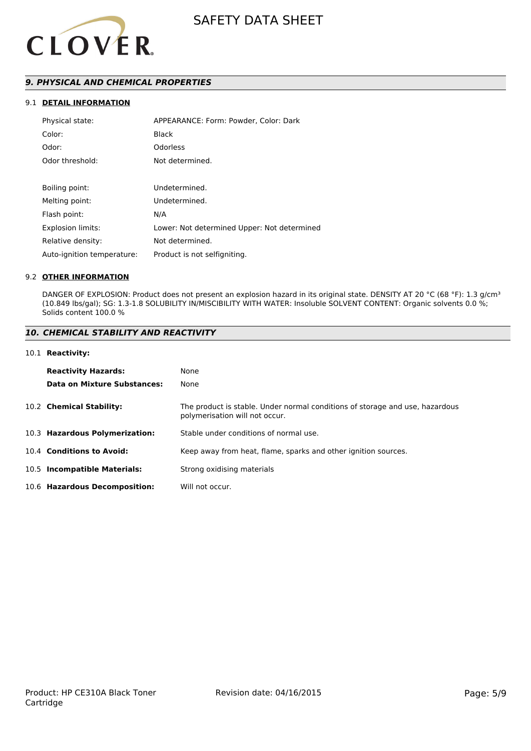## *9. PHYSICAL AND CHEMICAL PROPERTIES*

### 9.1 DETAIL INFORMATION

| | |
|---|---|
| Physical state: | APPEARANCE: Form: Powder, Color: Dark |
| Color: | Black |
| Odor: | Odorless |
| Odor threshold: | Not determined. |
| Boiling point: | Undetermined. |
| Melting point: | Undetermined. |
| Flash point: | N/A |
| Explosion limits: | Lower: Not determined Upper: Not determined |
| Relative density: | Not determined. |
| Auto-ignition temperature: | Product is not selfigniting. |

### 9.2 OTHER INFORMATION

DANGER OF EXPLOSION: Product does not present an explosion hazard in its original state. DENSITY AT 20 °C (68 °F): 1.3 g/cm³ (10.849 lbs/gal); SG: 1.3-1.8 SOLUBILITY IN/MISCIBILITY WITH WATER: Insoluble SOLVENT CONTENT: Organic solvents 0.0 %; Solids content 100.0 %

## *10. CHEMICAL STABILITY AND REACTIVITY*

### 10.1 Reactivity:

| | |
|---|---|
| **Reactivity Hazards:** | None |
| **Data on Mixture Substances:** | None |

| | |
|---|---|
| 10.2 **Chemical Stability:** | The product is stable. Under normal conditions of storage and use, hazardous polymerisation will not occur. |
| 10.3 **Hazardous Polymerization:** | Stable under conditions of normal use. |
| 10.4 **Conditions to Avoid:** | Keep away from heat, flame, sparks and other ignition sources. |
| 10.5 **Incompatible Materials:** | Strong oxidising materials |
| 10.6 **Hazardous Decomposition:** | Will not occur. |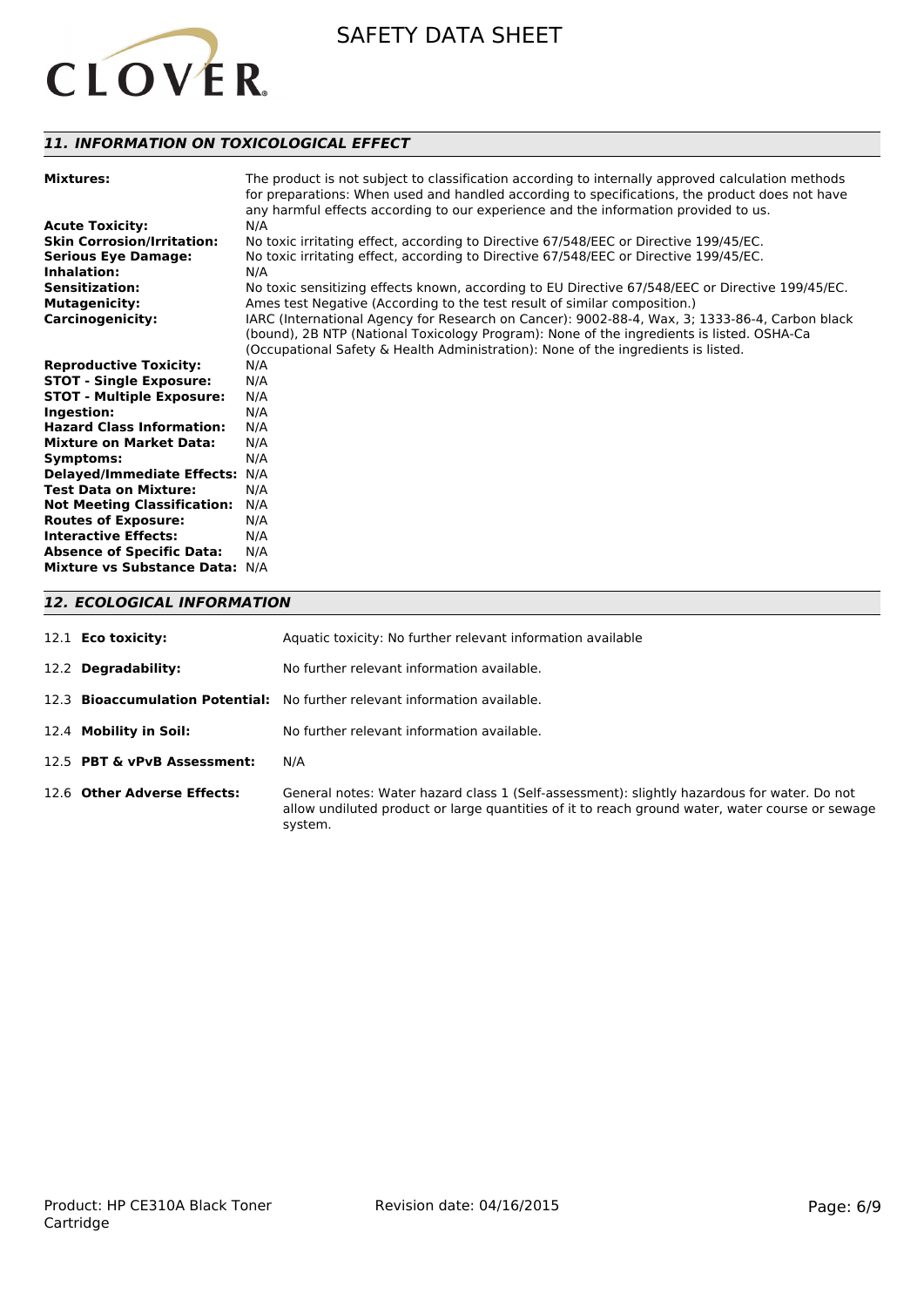## *11. INFORMATION ON TOXICOLOGICAL EFFECT*

| | |
|---|---|
| **Mixtures:** | The product is not subject to classification according to internally approved calculation methods for preparations: When used and handled according to specifications, the product does not have any harmful effects according to our experience and the information provided to us. |
| **Acute Toxicity:** | N/A |
| **Skin Corrosion/Irritation:** | No toxic irritating effect, according to Directive 67/548/EEC or Directive 199/45/EC. |
| **Serious Eye Damage:** | No toxic irritating effect, according to Directive 67/548/EEC or Directive 199/45/EC. |
| **Inhalation:** | N/A |
| **Sensitization:** | No toxic sensitizing effects known, according to EU Directive 67/548/EEC or Directive 199/45/EC. |
| **Mutagenicity:** | Ames test Negative (According to the test result of similar composition.) |
| **Carcinogenicity:** | IARC (International Agency for Research on Cancer): 9002-88-4, Wax, 3; 1333-86-4, Carbon black (bound), 2B NTP (National Toxicology Program): None of the ingredients is listed. OSHA-Ca (Occupational Safety & Health Administration): None of the ingredients is listed. |
| **Reproductive Toxicity:** | N/A |
| **STOT - Single Exposure:** | N/A |
| **STOT - Multiple Exposure:** | N/A |
| **Ingestion:** | N/A |
| **Hazard Class Information:** | N/A |
| **Mixture on Market Data:** | N/A |
| **Symptoms:** | N/A |
| **Delayed/Immediate Effects:** | N/A |
| **Test Data on Mixture:** | N/A |
| **Not Meeting Classification:** | N/A |
| **Routes of Exposure:** | N/A |
| **Interactive Effects:** | N/A |
| **Absence of Specific Data:** | N/A |
| **Mixture vs Substance Data:** | N/A |

## *12. ECOLOGICAL INFORMATION*

| | |
|---|---|
| 12.1 **Eco toxicity:** | Aquatic toxicity: No further relevant information available |
| 12.2 **Degradability:** | No further relevant information available. |
| 12.3 **Bioaccumulation Potential:** | No further relevant information available. |
| 12.4 **Mobility in Soil:** | No further relevant information available. |
| 12.5 **PBT & vPvB Assessment:** | N/A |
| 12.6 **Other Adverse Effects:** | General notes: Water hazard class 1 (Self-assessment): slightly hazardous for water. Do not allow undiluted product or large quantities of it to reach ground water, water course or sewage system. |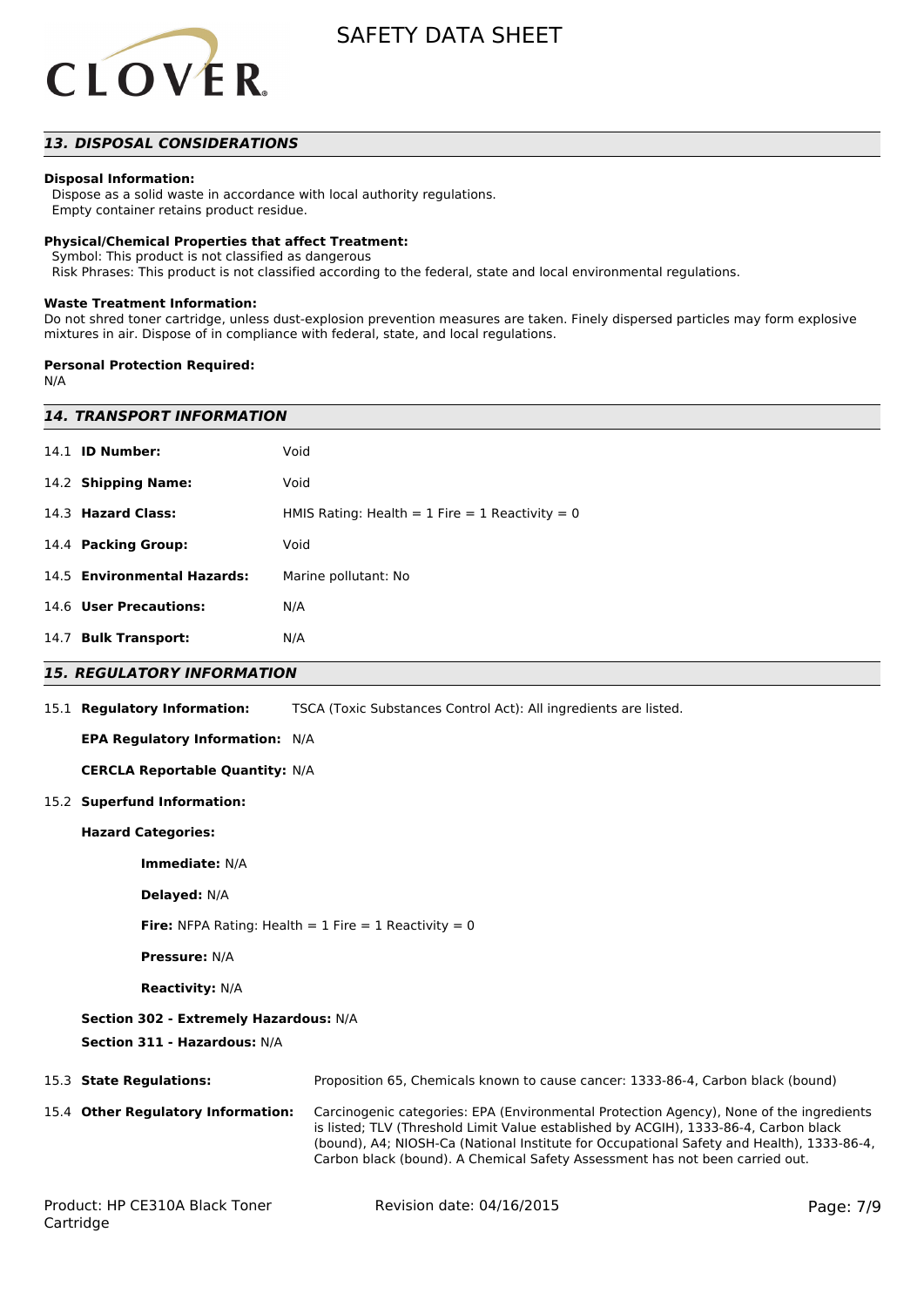## 13. DISPOSAL CONSIDERATIONS

**Disposal Information:**
Dispose as a solid waste in accordance with local authority regulations.
Empty container retains product residue.

**Physical/Chemical Properties that affect Treatment:**
Symbol: This product is not classified as dangerous
Risk Phrases: This product is not classified according to the federal, state and local environmental regulations.

**Waste Treatment Information:**
Do not shred toner cartridge, unless dust-explosion prevention measures are taken. Finely dispersed particles may form explosive mixtures in air. Dispose of in compliance with federal, state, and local regulations.

**Personal Protection Required:**
N/A

## 14. TRANSPORT INFORMATION

| | |
|---|---|
| 14.1 **ID Number:** | Void |
| 14.2 **Shipping Name:** | Void |
| 14.3 **Hazard Class:** | HMIS Rating: Health = 1 Fire = 1 Reactivity = 0 |
| 14.4 **Packing Group:** | Void |
| 14.5 **Environmental Hazards:** | Marine pollutant: No |
| 14.6 **User Precautions:** | N/A |
| 14.7 **Bulk Transport:** | N/A |

## 15. REGULATORY INFORMATION

15.1 **Regulatory Information:** TSCA (Toxic Substances Control Act): All ingredients are listed.

**EPA Regulatory Information:** N/A

**CERCLA Reportable Quantity:** N/A

15.2 **Superfund Information:**

**Hazard Categories:**

**Immediate:** N/A

**Delayed:** N/A

**Fire:** NFPA Rating: Health = 1 Fire = 1 Reactivity = 0

**Pressure:** N/A

**Reactivity:** N/A

**Section 302 - Extremely Hazardous:** N/A

**Section 311 - Hazardous:** N/A

15.3 **State Regulations:** Proposition 65, Chemicals known to cause cancer: 1333-86-4, Carbon black (bound)

15.4 **Other Regulatory Information:** Carcinogenic categories: EPA (Environmental Protection Agency), None of the ingredients is listed; TLV (Threshold Limit Value established by ACGIH), 1333-86-4, Carbon black (bound), A4; NIOSH-Ca (National Institute for Occupational Safety and Health), 1333-86-4, Carbon black (bound). A Chemical Safety Assessment has not been carried out.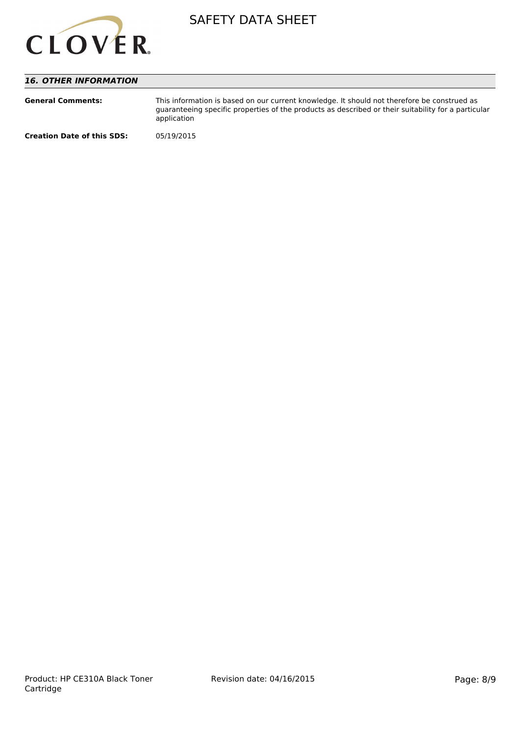## *16. OTHER INFORMATION*

**General Comments:** This information is based on our current knowledge. It should not therefore be construed as guaranteeing specific properties of the products as described or their suitability for a particular application

**Creation Date of this SDS:** 05/19/2015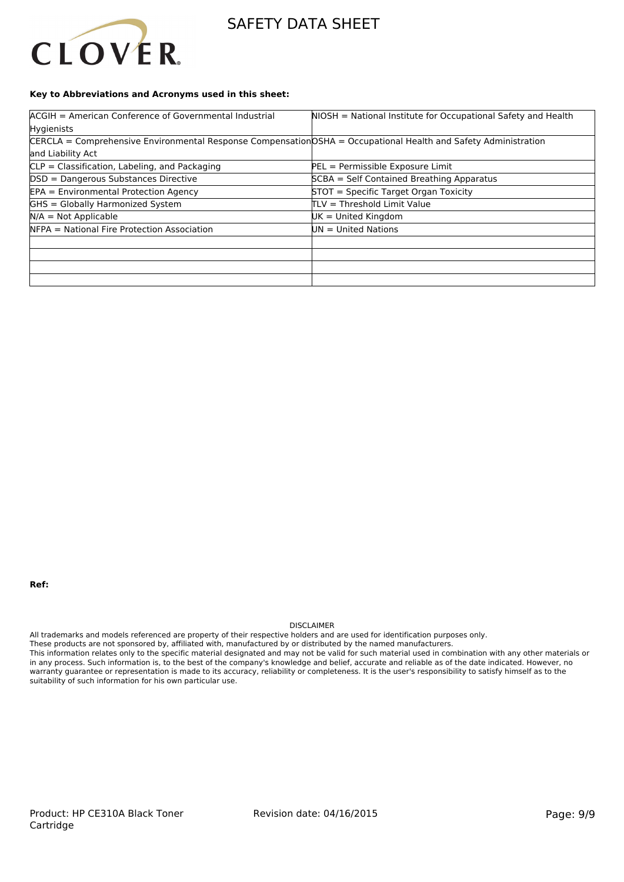**Key to Abbreviations and Acronyms used in this sheet:**

| | |
|---|---|
| ACGIH = American Conference of Governmental Industrial Hygienists | NIOSH = National Institute for Occupational Safety and Health |
| CERCLA = Comprehensive Environmental Response Compensation and Liability Act | OSHA = Occupational Health and Safety Administration |
| CLP = Classification, Labeling, and Packaging | PEL = Permissible Exposure Limit |
| DSD = Dangerous Substances Directive | SCBA = Self Contained Breathing Apparatus |
| EPA = Environmental Protection Agency | STOT = Specific Target Organ Toxicity |
| GHS = Globally Harmonized System | TLV = Threshold Limit Value |
| N/A = Not Applicable | UK = United Kingdom |
| NFPA = National Fire Protection Association | UN = United Nations |
| | |
| | |
| | |
| | |

**Ref:**

DISCLAIMER

All trademarks and models referenced are property of their respective holders and are used for identification purposes only.
These products are not sponsored by, affiliated with, manufactured by or distributed by the named manufacturers.
This information relates only to the specific material designated and may not be valid for such material used in combination with any other materials or in any process. Such information is, to the best of the company's knowledge and belief, accurate and reliable as of the date indicated. However, no warranty guarantee or representation is made to its accuracy, reliability or completeness. It is the user's responsibility to satisfy himself as to the suitability of such information for his own particular use.